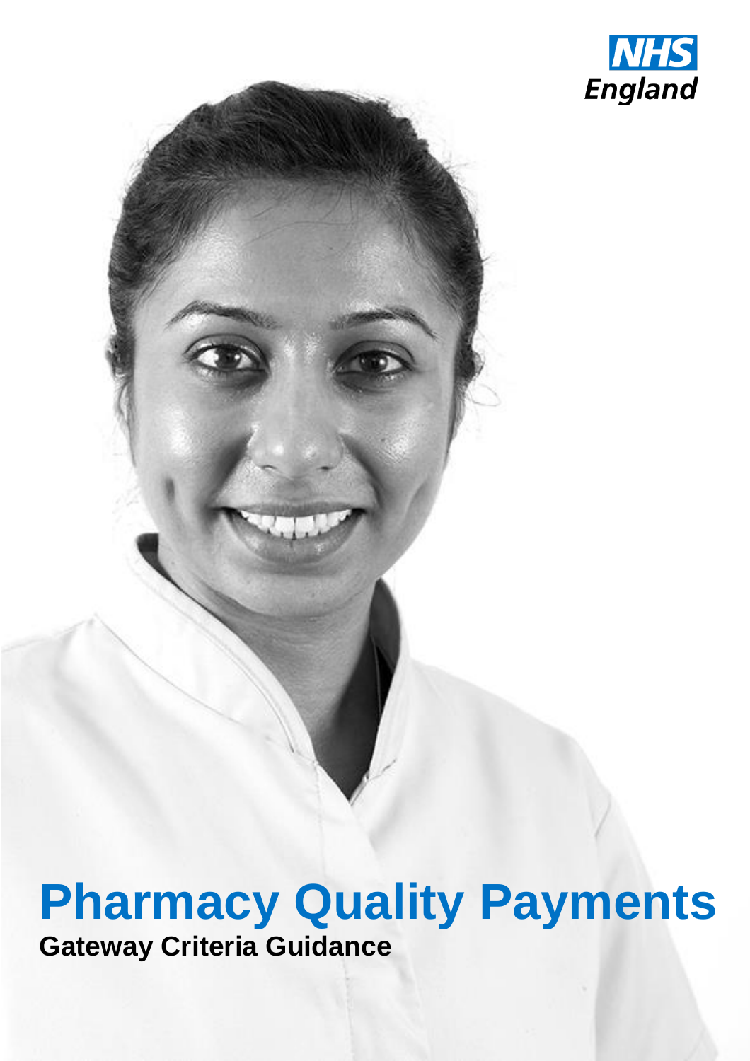NHS England

# Pharmacy Quality Payments

**Gateway Criteria Guidance**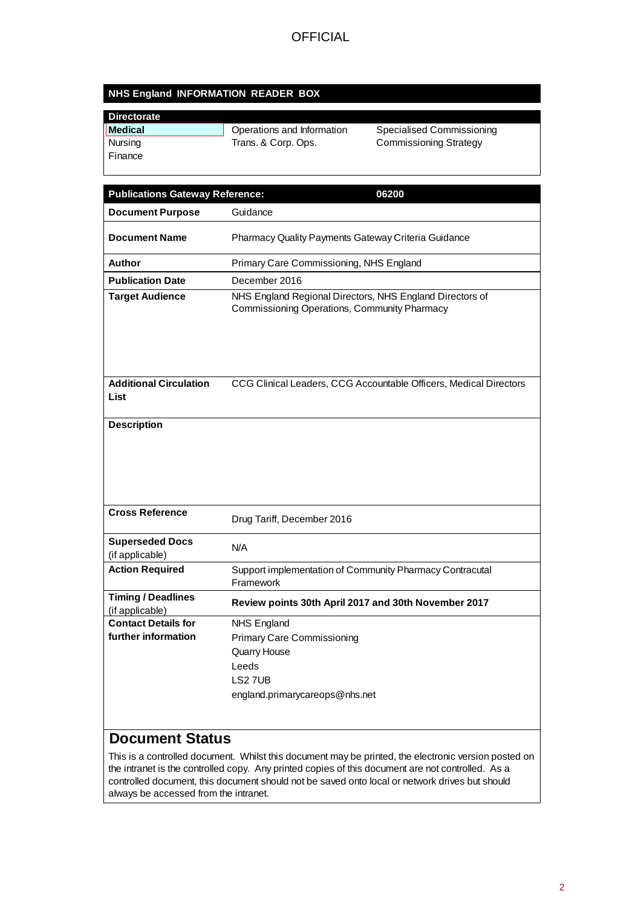## NHS England INFORMATION READER BOX

| Directorate | | |
|---|---|---|
| **Medical** | Operations and Information | Specialised Commissioning |
| Nursing | Trans. & Corp. Ops. | Commissioning Strategy |
| Finance | | |

| **Publications Gateway Reference:** | **06200** |
|---|---|
| **Document Purpose** | Guidance |
| **Document Name** | Pharmacy Quality Payments Gateway Criteria Guidance |
| **Author** | Primary Care Commissioning, NHS England |
| **Publication Date** | December 2016 |
| **Target Audience** | NHS England Regional Directors, NHS England Directors of Commissioning Operations, Community Pharmacy |
| **Additional Circulation List** | CCG Clinical Leaders, CCG Accountable Officers, Medical Directors |
| **Description** | |
| **Cross Reference** | Drug Tariff, December 2016 |
| **Superseded Docs** (if applicable) | N/A |
| **Action Required** | Support implementation of Community Pharmacy Contracutal Framework |
| **Timing / Deadlines** (if applicable) | **Review points 30th April 2017 and 30th November 2017** |
| **Contact Details for further information** | NHS England<br>Primary Care Commissioning<br>Quarry House<br>Leeds<br>LS2 7UB<br>england.primarycareops@nhs.net |

## Document Status

This is a controlled document. Whilst this document may be printed, the electronic version posted on the intranet is the controlled copy. Any printed copies of this document are not controlled. As a controlled document, this document should not be saved onto local or network drives but should always be accessed from the intranet.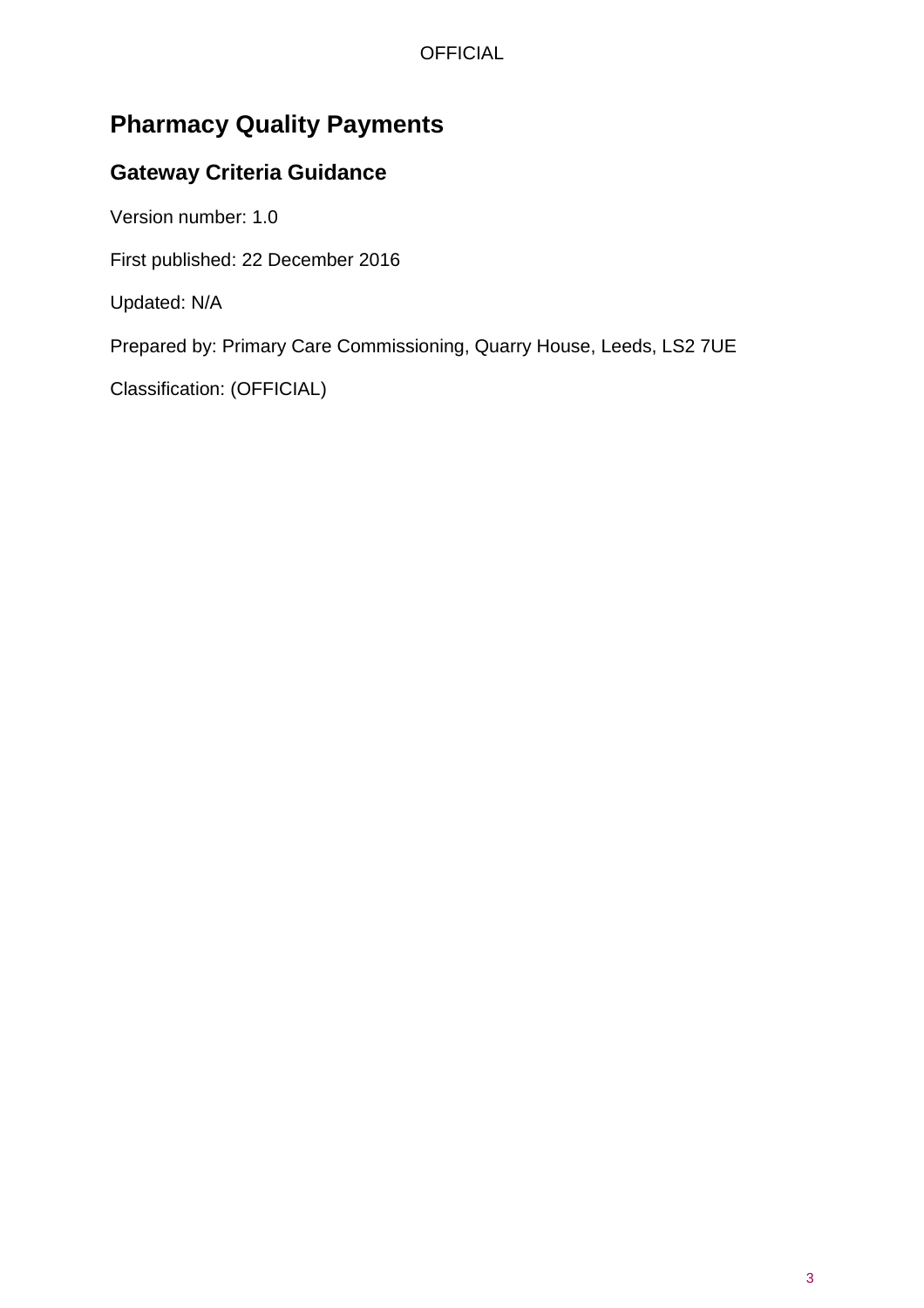# Pharmacy Quality Payments

## Gateway Criteria Guidance

Version number: 1.0

First published: 22 December 2016

Updated: N/A

Prepared by: Primary Care Commissioning, Quarry House, Leeds, LS2 7UE

Classification: (OFFICIAL)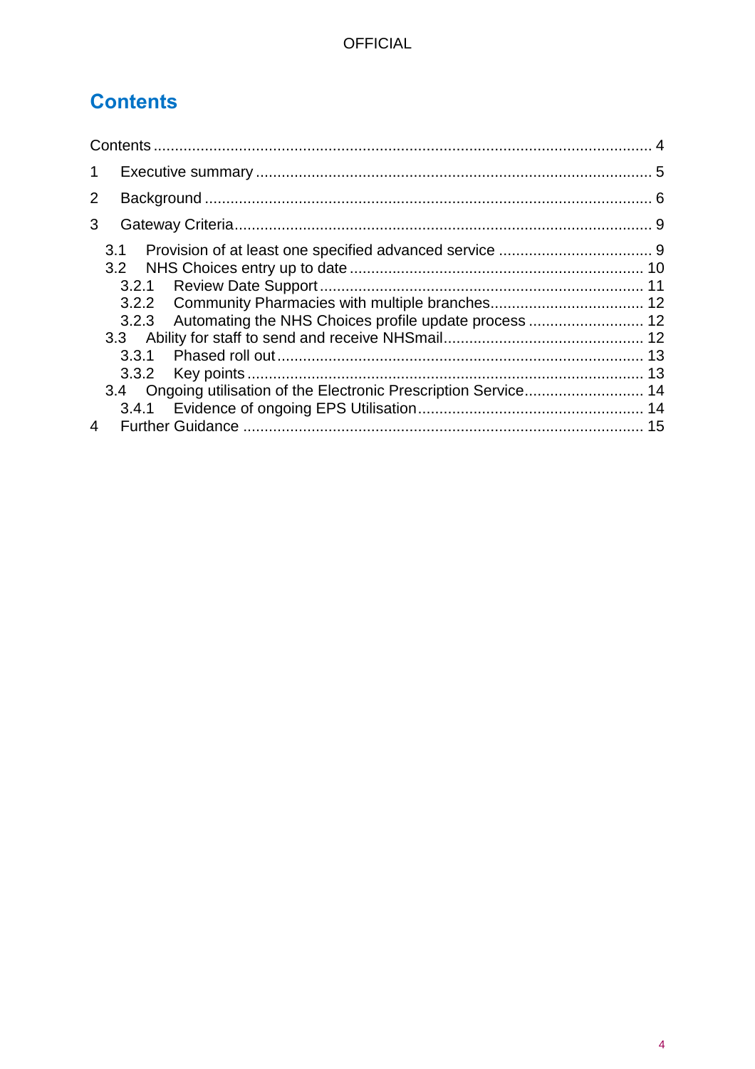# Contents

Contents ..... 4

1 Executive summary ..... 5

2 Background ..... 6

3 Gateway Criteria ..... 9

- 3.1 Provision of at least one specified advanced service ..... 9
- 3.2 NHS Choices entry up to date ..... 10
  - 3.2.1 Review Date Support ..... 11
  - 3.2.2 Community Pharmacies with multiple branches ..... 12
  - 3.2.3 Automating the NHS Choices profile update process ..... 12
- 3.3 Ability for staff to send and receive NHSmail ..... 12
  - 3.3.1 Phased roll out ..... 13
  - 3.3.2 Key points ..... 13
- 3.4 Ongoing utilisation of the Electronic Prescription Service ..... 14
  - 3.4.1 Evidence of ongoing EPS Utilisation ..... 14

4 Further Guidance ..... 15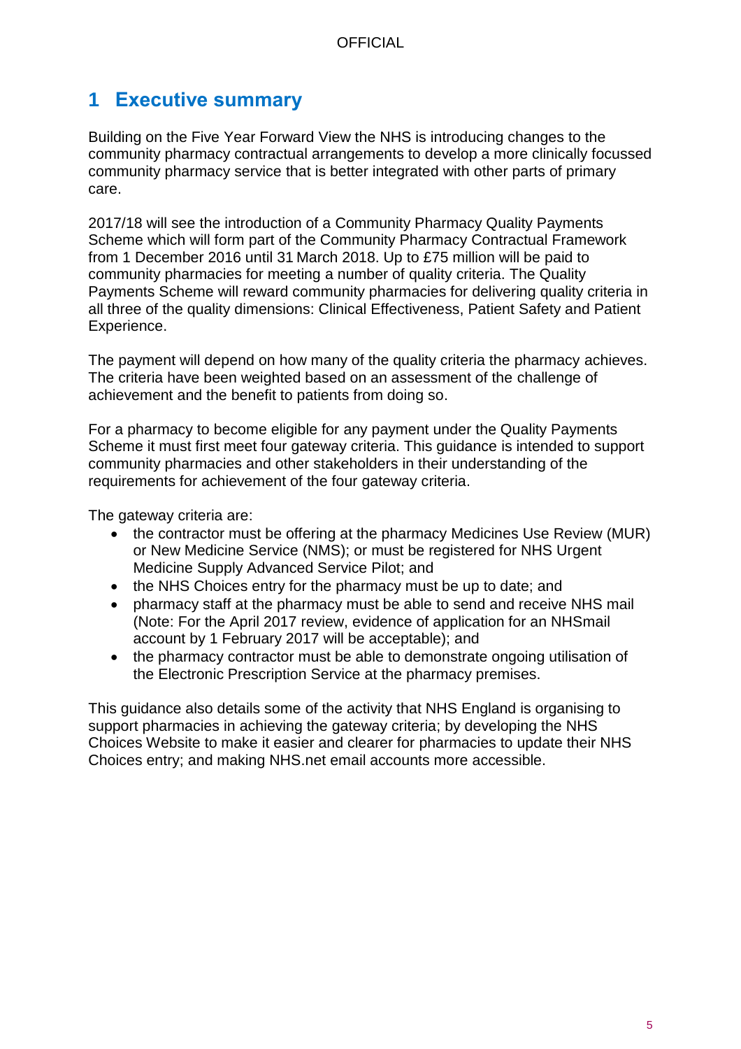# 1 Executive summary

Building on the Five Year Forward View the NHS is introducing changes to the community pharmacy contractual arrangements to develop a more clinically focussed community pharmacy service that is better integrated with other parts of primary care.

2017/18 will see the introduction of a Community Pharmacy Quality Payments Scheme which will form part of the Community Pharmacy Contractual Framework from 1 December 2016 until 31 March 2018. Up to £75 million will be paid to community pharmacies for meeting a number of quality criteria. The Quality Payments Scheme will reward community pharmacies for delivering quality criteria in all three of the quality dimensions: Clinical Effectiveness, Patient Safety and Patient Experience.

The payment will depend on how many of the quality criteria the pharmacy achieves. The criteria have been weighted based on an assessment of the challenge of achievement and the benefit to patients from doing so.

For a pharmacy to become eligible for any payment under the Quality Payments Scheme it must first meet four gateway criteria. This guidance is intended to support community pharmacies and other stakeholders in their understanding of the requirements for achievement of the four gateway criteria.

The gateway criteria are:

- the contractor must be offering at the pharmacy Medicines Use Review (MUR) or New Medicine Service (NMS); or must be registered for NHS Urgent Medicine Supply Advanced Service Pilot; and
- the NHS Choices entry for the pharmacy must be up to date; and
- pharmacy staff at the pharmacy must be able to send and receive NHS mail (Note: For the April 2017 review, evidence of application for an NHSmail account by 1 February 2017 will be acceptable); and
- the pharmacy contractor must be able to demonstrate ongoing utilisation of the Electronic Prescription Service at the pharmacy premises.

This guidance also details some of the activity that NHS England is organising to support pharmacies in achieving the gateway criteria; by developing the NHS Choices Website to make it easier and clearer for pharmacies to update their NHS Choices entry; and making NHS.net email accounts more accessible.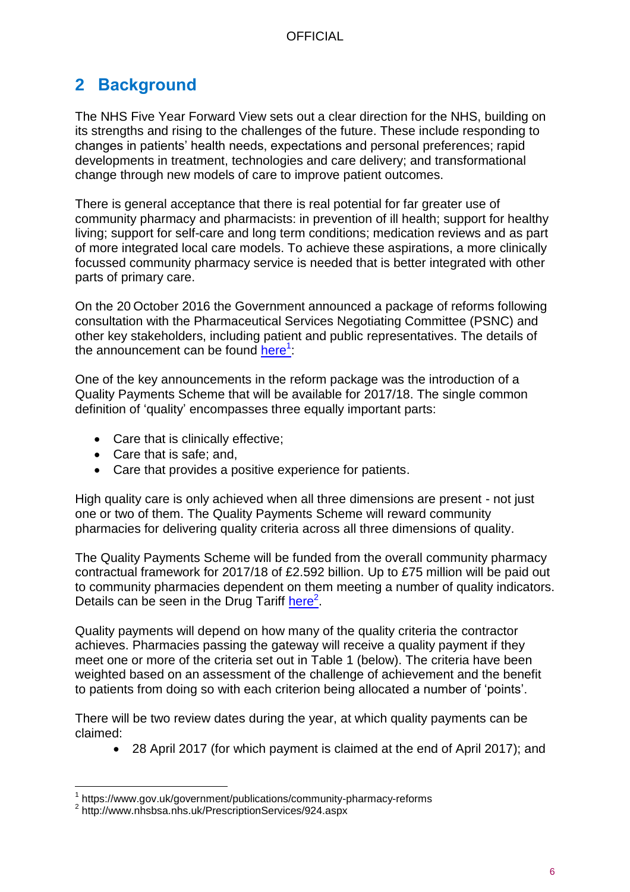## 2 Background

The NHS Five Year Forward View sets out a clear direction for the NHS, building on its strengths and rising to the challenges of the future. These include responding to changes in patients' health needs, expectations and personal preferences; rapid developments in treatment, technologies and care delivery; and transformational change through new models of care to improve patient outcomes.

There is general acceptance that there is real potential for far greater use of community pharmacy and pharmacists: in prevention of ill health; support for healthy living; support for self-care and long term conditions; medication reviews and as part of more integrated local care models. To achieve these aspirations, a more clinically focussed community pharmacy service is needed that is better integrated with other parts of primary care.

On the 20 October 2016 the Government announced a package of reforms following consultation with the Pharmaceutical Services Negotiating Committee (PSNC) and other key stakeholders, including patient and public representatives. The details of the announcement can be found here[1]:

One of the key announcements in the reform package was the introduction of a Quality Payments Scheme that will be available for 2017/18. The single common definition of 'quality' encompasses three equally important parts:

- Care that is clinically effective;
- Care that is safe; and,
- Care that provides a positive experience for patients.

High quality care is only achieved when all three dimensions are present - not just one or two of them. The Quality Payments Scheme will reward community pharmacies for delivering quality criteria across all three dimensions of quality.

The Quality Payments Scheme will be funded from the overall community pharmacy contractual framework for 2017/18 of £2.592 billion. Up to £75 million will be paid out to community pharmacies dependent on them meeting a number of quality indicators. Details can be seen in the Drug Tariff here[2].

Quality payments will depend on how many of the quality criteria the contractor achieves. Pharmacies passing the gateway will receive a quality payment if they meet one or more of the criteria set out in Table 1 (below). The criteria have been weighted based on an assessment of the challenge of achievement and the benefit to patients from doing so with each criterion being allocated a number of 'points'.

There will be two review dates during the year, at which quality payments can be claimed:

- 28 April 2017 (for which payment is claimed at the end of April 2017); and

[1] https://www.gov.uk/government/publications/community-pharmacy-reforms
[2] http://www.nhsbsa.nhs.uk/PrescriptionServices/924.aspx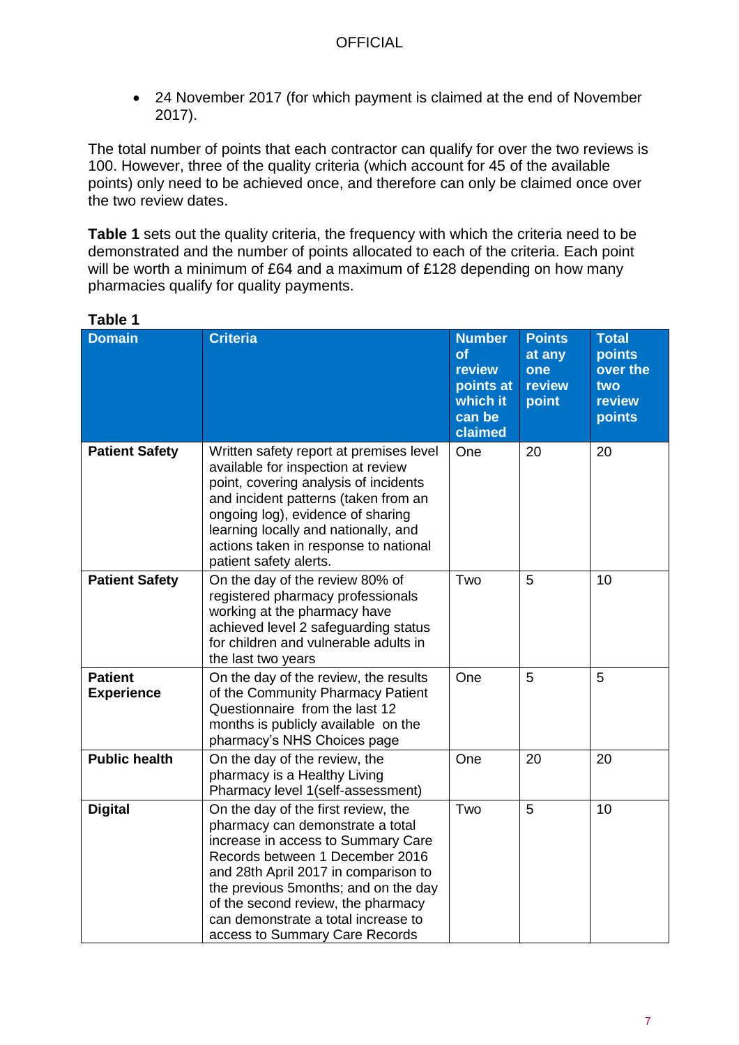- 24 November 2017 (for which payment is claimed at the end of November 2017).

The total number of points that each contractor can qualify for over the two reviews is 100. However, three of the quality criteria (which account for 45 of the available points) only need to be achieved once, and therefore can only be claimed once over the two review dates.

**Table 1** sets out the quality criteria, the frequency with which the criteria need to be demonstrated and the number of points allocated to each of the criteria. Each point will be worth a minimum of £64 and a maximum of £128 depending on how many pharmacies qualify for quality payments.

**Table 1**

| Domain | Criteria | Number of review points at which it can be claimed | Points at any one review point | Total points over the two review points |
|---|---|---|---|---|
| **Patient Safety** | Written safety report at premises level available for inspection at review point, covering analysis of incidents and incident patterns (taken from an ongoing log), evidence of sharing learning locally and nationally, and actions taken in response to national patient safety alerts. | One | 20 | 20 |
| **Patient Safety** | On the day of the review 80% of registered pharmacy professionals working at the pharmacy have achieved level 2 safeguarding status for children and vulnerable adults in the last two years | Two | 5 | 10 |
| **Patient Experience** | On the day of the review, the results of the Community Pharmacy Patient Questionnaire from the last 12 months is publicly available on the pharmacy's NHS Choices page | One | 5 | 5 |
| **Public health** | On the day of the review, the pharmacy is a Healthy Living Pharmacy level 1(self-assessment) | One | 20 | 20 |
| **Digital** | On the day of the first review, the pharmacy can demonstrate a total increase in access to Summary Care Records between 1 December 2016 and 28th April 2017 in comparison to the previous 5months; and on the day of the second review, the pharmacy can demonstrate a total increase to access to Summary Care Records | Two | 5 | 10 |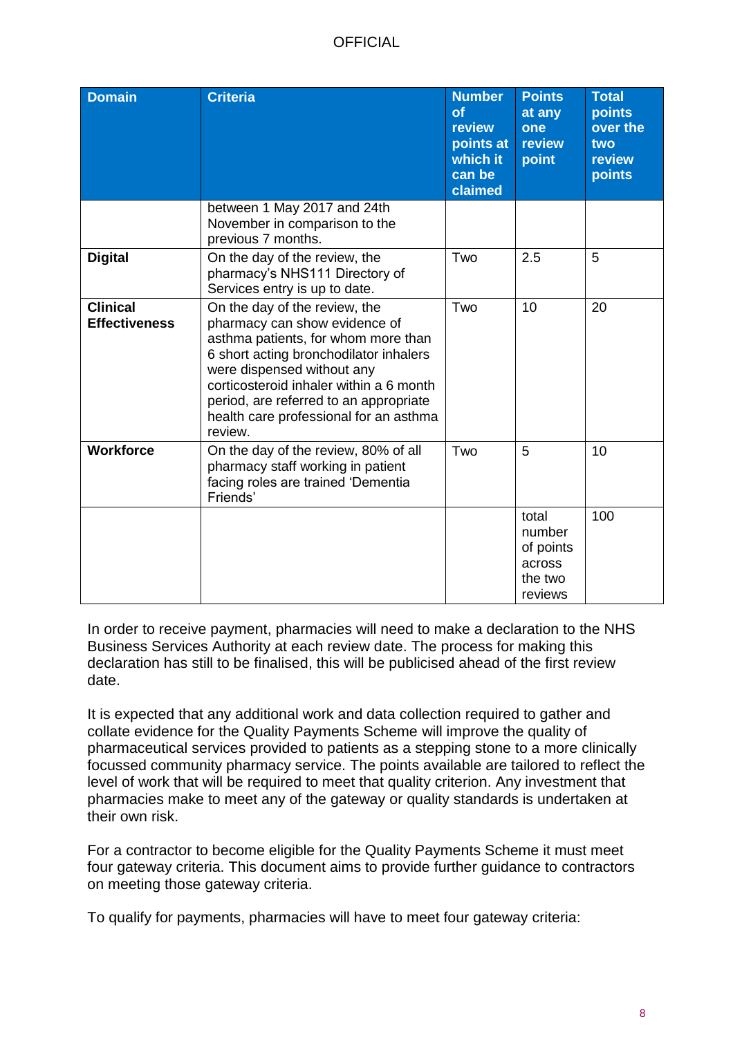| Domain | Criteria | Number of review points at which it can be claimed | Points at any one review point | Total points over the two review points |
|---|---|---|---|---|
| | between 1 May 2017 and 24th November in comparison to the previous 7 months. | | | |
| **Digital** | On the day of the review, the pharmacy's NHS111 Directory of Services entry is up to date. | Two | 2.5 | 5 |
| **Clinical Effectiveness** | On the day of the review, the pharmacy can show evidence of asthma patients, for whom more than 6 short acting bronchodilator inhalers were dispensed without any corticosteroid inhaler within a 6 month period, are referred to an appropriate health care professional for an asthma review. | Two | 10 | 20 |
| **Workforce** | On the day of the review, 80% of all pharmacy staff working in patient facing roles are trained 'Dementia Friends' | Two | 5 | 10 |
| | | | total number of points across the two reviews | 100 |

In order to receive payment, pharmacies will need to make a declaration to the NHS Business Services Authority at each review date. The process for making this declaration has still to be finalised, this will be publicised ahead of the first review date.

It is expected that any additional work and data collection required to gather and collate evidence for the Quality Payments Scheme will improve the quality of pharmaceutical services provided to patients as a stepping stone to a more clinically focussed community pharmacy service. The points available are tailored to reflect the level of work that will be required to meet that quality criterion. Any investment that pharmacies make to meet any of the gateway or quality standards is undertaken at their own risk.

For a contractor to become eligible for the Quality Payments Scheme it must meet four gateway criteria. This document aims to provide further guidance to contractors on meeting those gateway criteria.

To qualify for payments, pharmacies will have to meet four gateway criteria: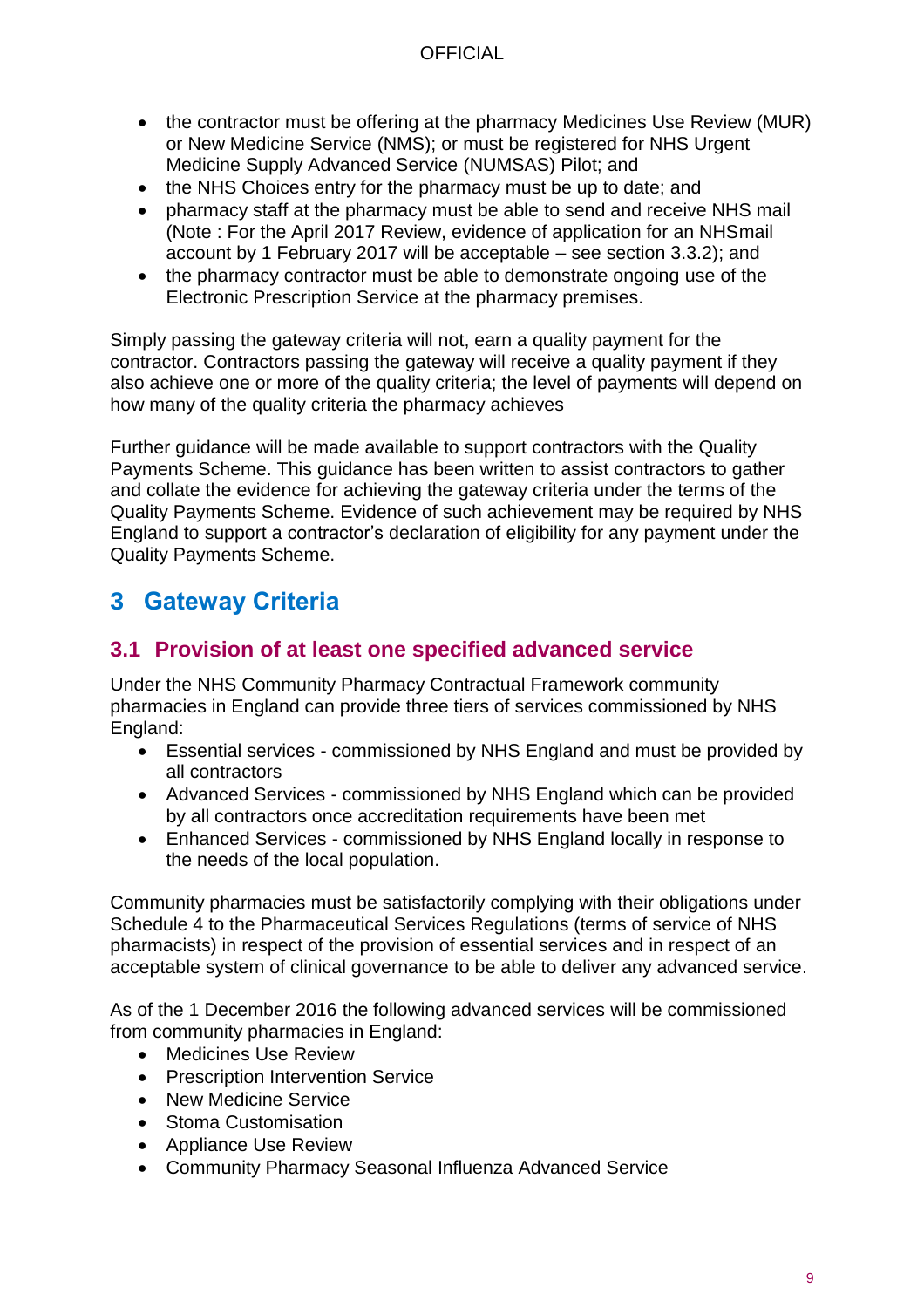- the contractor must be offering at the pharmacy Medicines Use Review (MUR) or New Medicine Service (NMS); or must be registered for NHS Urgent Medicine Supply Advanced Service (NUMSAS) Pilot; and
- the NHS Choices entry for the pharmacy must be up to date; and
- pharmacy staff at the pharmacy must be able to send and receive NHS mail (Note : For the April 2017 Review, evidence of application for an NHSmail account by 1 February 2017 will be acceptable – see section 3.3.2); and
- the pharmacy contractor must be able to demonstrate ongoing use of the Electronic Prescription Service at the pharmacy premises.

Simply passing the gateway criteria will not, earn a quality payment for the contractor. Contractors passing the gateway will receive a quality payment if they also achieve one or more of the quality criteria; the level of payments will depend on how many of the quality criteria the pharmacy achieves

Further guidance will be made available to support contractors with the Quality Payments Scheme. This guidance has been written to assist contractors to gather and collate the evidence for achieving the gateway criteria under the terms of the Quality Payments Scheme. Evidence of such achievement may be required by NHS England to support a contractor's declaration of eligibility for any payment under the Quality Payments Scheme.

# 3 Gateway Criteria

## 3.1 Provision of at least one specified advanced service

Under the NHS Community Pharmacy Contractual Framework community pharmacies in England can provide three tiers of services commissioned by NHS England:

- Essential services - commissioned by NHS England and must be provided by all contractors
- Advanced Services - commissioned by NHS England which can be provided by all contractors once accreditation requirements have been met
- Enhanced Services - commissioned by NHS England locally in response to the needs of the local population.

Community pharmacies must be satisfactorily complying with their obligations under Schedule 4 to the Pharmaceutical Services Regulations (terms of service of NHS pharmacists) in respect of the provision of essential services and in respect of an acceptable system of clinical governance to be able to deliver any advanced service.

As of the 1 December 2016 the following advanced services will be commissioned from community pharmacies in England:

- Medicines Use Review
- Prescription Intervention Service
- New Medicine Service
- Stoma Customisation
- Appliance Use Review
- Community Pharmacy Seasonal Influenza Advanced Service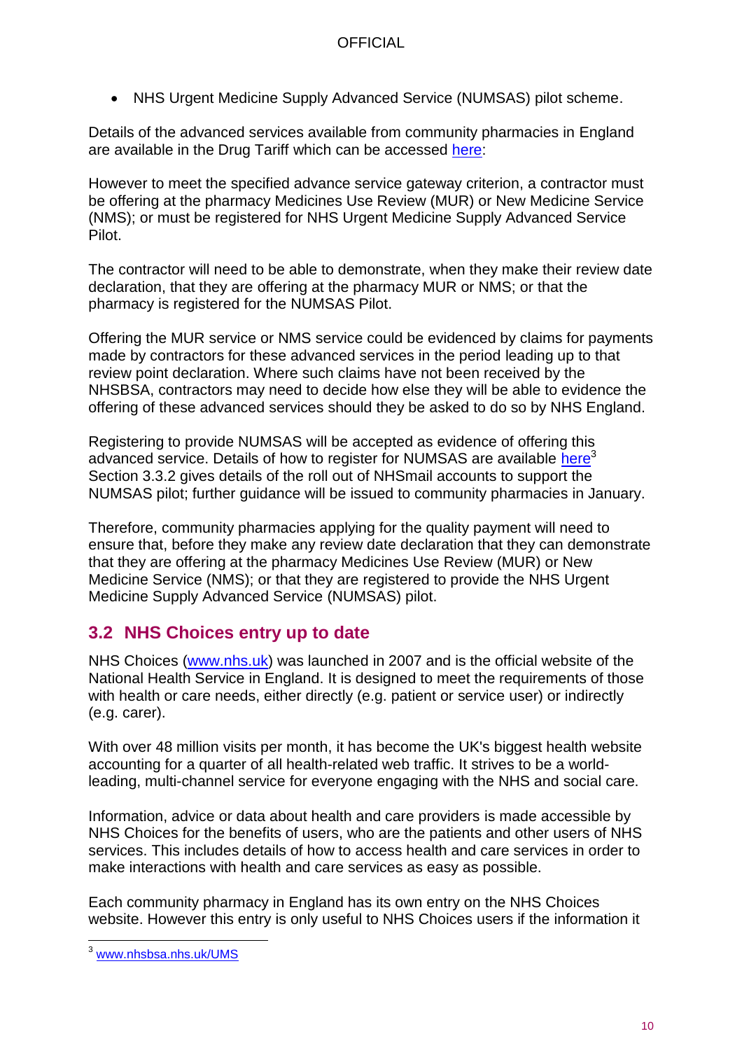- NHS Urgent Medicine Supply Advanced Service (NUMSAS) pilot scheme.

Details of the advanced services available from community pharmacies in England are available in the Drug Tariff which can be accessed here:

However to meet the specified advance service gateway criterion, a contractor must be offering at the pharmacy Medicines Use Review (MUR) or New Medicine Service (NMS); or must be registered for NHS Urgent Medicine Supply Advanced Service Pilot.

The contractor will need to be able to demonstrate, when they make their review date declaration, that they are offering at the pharmacy MUR or NMS; or that the pharmacy is registered for the NUMSAS Pilot.

Offering the MUR service or NMS service could be evidenced by claims for payments made by contractors for these advanced services in the period leading up to that review point declaration. Where such claims have not been received by the NHSBSA, contractors may need to decide how else they will be able to evidence the offering of these advanced services should they be asked to do so by NHS England.

Registering to provide NUMSAS will be accepted as evidence of offering this advanced service. Details of how to register for NUMSAS are available here[3] Section 3.3.2 gives details of the roll out of NHSmail accounts to support the NUMSAS pilot; further guidance will be issued to community pharmacies in January.

Therefore, community pharmacies applying for the quality payment will need to ensure that, before they make any review date declaration that they can demonstrate that they are offering at the pharmacy Medicines Use Review (MUR) or New Medicine Service (NMS); or that they are registered to provide the NHS Urgent Medicine Supply Advanced Service (NUMSAS) pilot.

## 3.2 NHS Choices entry up to date

NHS Choices (www.nhs.uk) was launched in 2007 and is the official website of the National Health Service in England. It is designed to meet the requirements of those with health or care needs, either directly (e.g. patient or service user) or indirectly (e.g. carer).

With over 48 million visits per month, it has become the UK's biggest health website accounting for a quarter of all health-related web traffic. It strives to be a world-leading, multi-channel service for everyone engaging with the NHS and social care.

Information, advice or data about health and care providers is made accessible by NHS Choices for the benefits of users, who are the patients and other users of NHS services. This includes details of how to access health and care services in order to make interactions with health and care services as easy as possible.

Each community pharmacy in England has its own entry on the NHS Choices website. However this entry is only useful to NHS Choices users if the information it

[3] www.nhsbsa.nhs.uk/UMS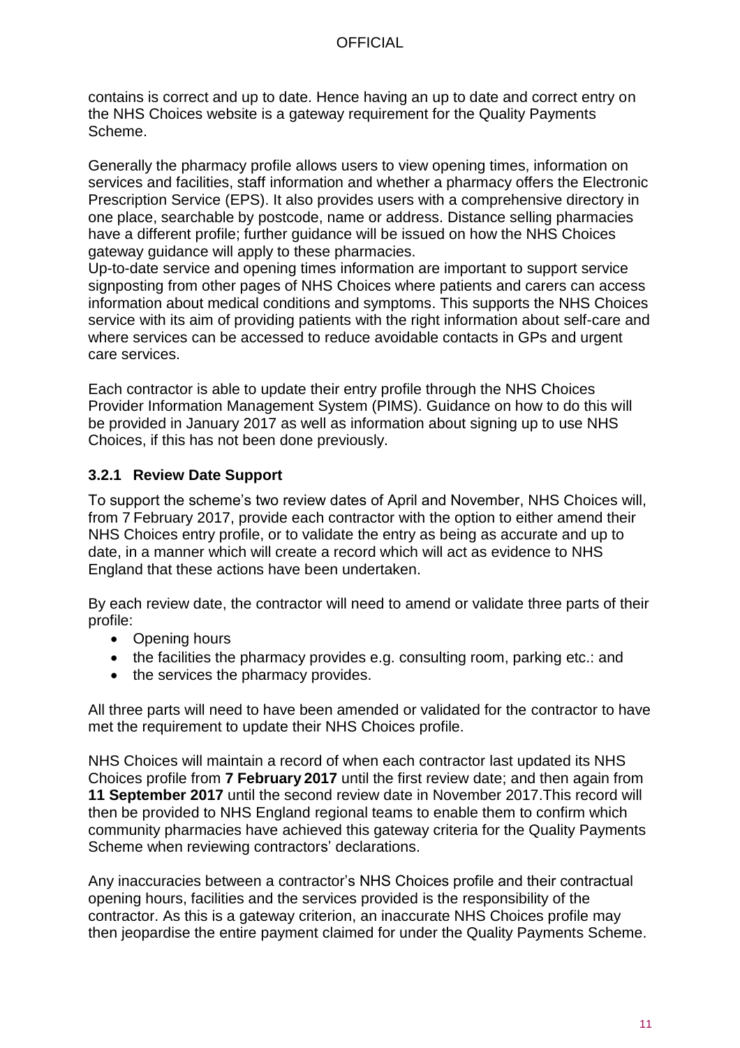contains is correct and up to date. Hence having an up to date and correct entry on the NHS Choices website is a gateway requirement for the Quality Payments Scheme.

Generally the pharmacy profile allows users to view opening times, information on services and facilities, staff information and whether a pharmacy offers the Electronic Prescription Service (EPS). It also provides users with a comprehensive directory in one place, searchable by postcode, name or address. Distance selling pharmacies have a different profile; further guidance will be issued on how the NHS Choices gateway guidance will apply to these pharmacies.
Up-to-date service and opening times information are important to support service signposting from other pages of NHS Choices where patients and carers can access information about medical conditions and symptoms. This supports the NHS Choices service with its aim of providing patients with the right information about self-care and where services can be accessed to reduce avoidable contacts in GPs and urgent care services.

Each contractor is able to update their entry profile through the NHS Choices Provider Information Management System (PIMS). Guidance on how to do this will be provided in January 2017 as well as information about signing up to use NHS Choices, if this has not been done previously.

### 3.2.1 Review Date Support

To support the scheme's two review dates of April and November, NHS Choices will, from 7 February 2017, provide each contractor with the option to either amend their NHS Choices entry profile, or to validate the entry as being as accurate and up to date, in a manner which will create a record which will act as evidence to NHS England that these actions have been undertaken.

By each review date, the contractor will need to amend or validate three parts of their profile:

- Opening hours
- the facilities the pharmacy provides e.g. consulting room, parking etc.: and
- the services the pharmacy provides.

All three parts will need to have been amended or validated for the contractor to have met the requirement to update their NHS Choices profile.

NHS Choices will maintain a record of when each contractor last updated its NHS Choices profile from **7 February 2017** until the first review date; and then again from **11 September 2017** until the second review date in November 2017.This record will then be provided to NHS England regional teams to enable them to confirm which community pharmacies have achieved this gateway criteria for the Quality Payments Scheme when reviewing contractors' declarations.

Any inaccuracies between a contractor's NHS Choices profile and their contractual opening hours, facilities and the services provided is the responsibility of the contractor. As this is a gateway criterion, an inaccurate NHS Choices profile may then jeopardise the entire payment claimed for under the Quality Payments Scheme.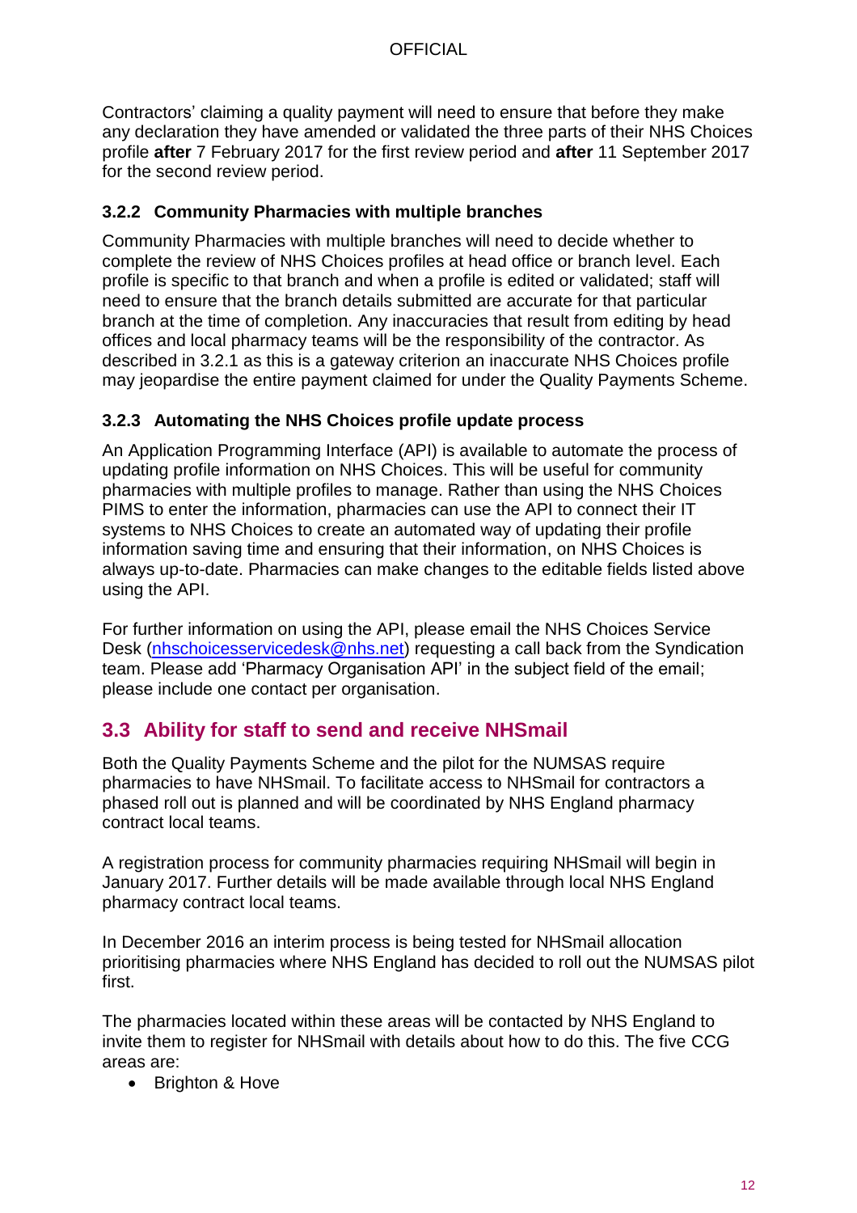Contractors' claiming a quality payment will need to ensure that before they make any declaration they have amended or validated the three parts of their NHS Choices profile **after** 7 February 2017 for the first review period and **after** 11 September 2017 for the second review period.

### 3.2.2 Community Pharmacies with multiple branches

Community Pharmacies with multiple branches will need to decide whether to complete the review of NHS Choices profiles at head office or branch level. Each profile is specific to that branch and when a profile is edited or validated; staff will need to ensure that the branch details submitted are accurate for that particular branch at the time of completion. Any inaccuracies that result from editing by head offices and local pharmacy teams will be the responsibility of the contractor. As described in 3.2.1 as this is a gateway criterion an inaccurate NHS Choices profile may jeopardise the entire payment claimed for under the Quality Payments Scheme.

### 3.2.3 Automating the NHS Choices profile update process

An Application Programming Interface (API) is available to automate the process of updating profile information on NHS Choices. This will be useful for community pharmacies with multiple profiles to manage. Rather than using the NHS Choices PIMS to enter the information, pharmacies can use the API to connect their IT systems to NHS Choices to create an automated way of updating their profile information saving time and ensuring that their information, on NHS Choices is always up-to-date. Pharmacies can make changes to the editable fields listed above using the API.

For further information on using the API, please email the NHS Choices Service Desk (nhschoicesservicedesk@nhs.net) requesting a call back from the Syndication team. Please add 'Pharmacy Organisation API' in the subject field of the email; please include one contact per organisation.

## 3.3 Ability for staff to send and receive NHSmail

Both the Quality Payments Scheme and the pilot for the NUMSAS require pharmacies to have NHSmail. To facilitate access to NHSmail for contractors a phased roll out is planned and will be coordinated by NHS England pharmacy contract local teams.

A registration process for community pharmacies requiring NHSmail will begin in January 2017. Further details will be made available through local NHS England pharmacy contract local teams.

In December 2016 an interim process is being tested for NHSmail allocation prioritising pharmacies where NHS England has decided to roll out the NUMSAS pilot first.

The pharmacies located within these areas will be contacted by NHS England to invite them to register for NHSmail with details about how to do this. The five CCG areas are:

- Brighton & Hove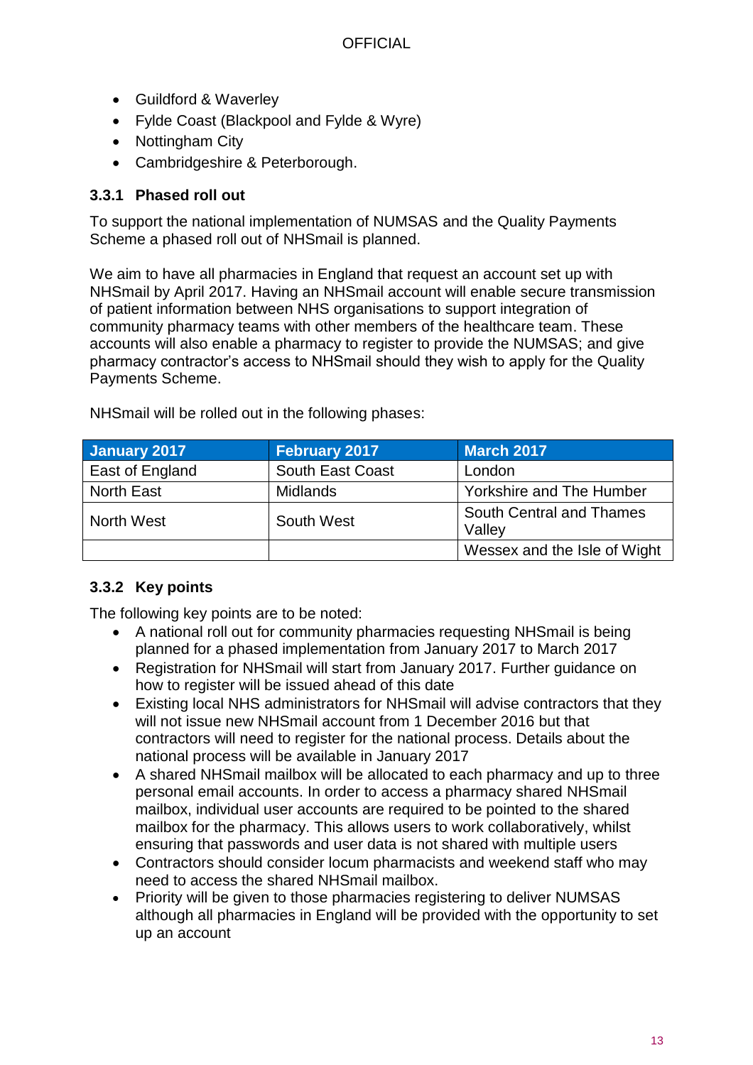- Guildford & Waverley
- Fylde Coast (Blackpool and Fylde & Wyre)
- Nottingham City
- Cambridgeshire & Peterborough.

### 3.3.1 Phased roll out

To support the national implementation of NUMSAS and the Quality Payments Scheme a phased roll out of NHSmail is planned.

We aim to have all pharmacies in England that request an account set up with NHSmail by April 2017. Having an NHSmail account will enable secure transmission of patient information between NHS organisations to support integration of community pharmacy teams with other members of the healthcare team. These accounts will also enable a pharmacy to register to provide the NUMSAS; and give pharmacy contractor's access to NHSmail should they wish to apply for the Quality Payments Scheme.

NHSmail will be rolled out in the following phases:

| January 2017 | February 2017 | March 2017 |
|---|---|---|
| East of England | South East Coast | London |
| North East | Midlands | Yorkshire and The Humber |
| North West | South West | South Central and Thames Valley |
| | | Wessex and the Isle of Wight |

### 3.3.2 Key points

The following key points are to be noted:

- A national roll out for community pharmacies requesting NHSmail is being planned for a phased implementation from January 2017 to March 2017
- Registration for NHSmail will start from January 2017. Further guidance on how to register will be issued ahead of this date
- Existing local NHS administrators for NHSmail will advise contractors that they will not issue new NHSmail account from 1 December 2016 but that contractors will need to register for the national process. Details about the national process will be available in January 2017
- A shared NHSmail mailbox will be allocated to each pharmacy and up to three personal email accounts. In order to access a pharmacy shared NHSmail mailbox, individual user accounts are required to be pointed to the shared mailbox for the pharmacy. This allows users to work collaboratively, whilst ensuring that passwords and user data is not shared with multiple users
- Contractors should consider locum pharmacists and weekend staff who may need to access the shared NHSmail mailbox.
- Priority will be given to those pharmacies registering to deliver NUMSAS although all pharmacies in England will be provided with the opportunity to set up an account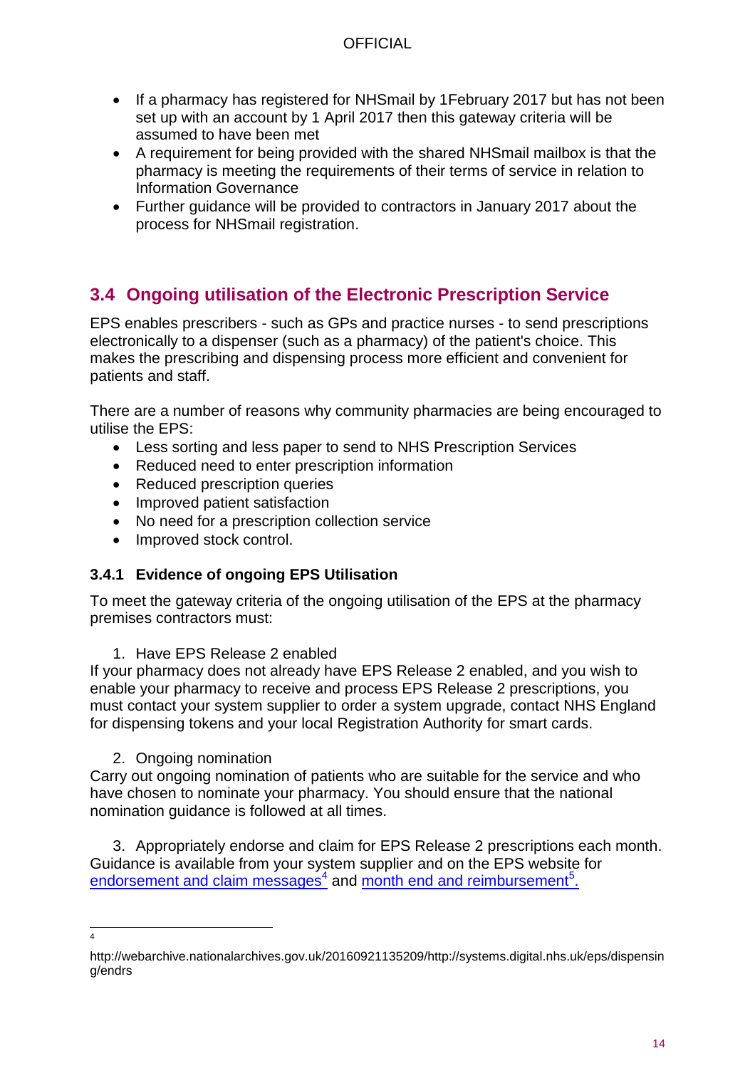- If a pharmacy has registered for NHSmail by 1February 2017 but has not been set up with an account by 1 April 2017 then this gateway criteria will be assumed to have been met
- A requirement for being provided with the shared NHSmail mailbox is that the pharmacy is meeting the requirements of their terms of service in relation to Information Governance
- Further guidance will be provided to contractors in January 2017 about the process for NHSmail registration.

## 3.4 Ongoing utilisation of the Electronic Prescription Service

EPS enables prescribers - such as GPs and practice nurses - to send prescriptions electronically to a dispenser (such as a pharmacy) of the patient's choice. This makes the prescribing and dispensing process more efficient and convenient for patients and staff.

There are a number of reasons why community pharmacies are being encouraged to utilise the EPS:

- Less sorting and less paper to send to NHS Prescription Services
- Reduced need to enter prescription information
- Reduced prescription queries
- Improved patient satisfaction
- No need for a prescription collection service
- Improved stock control.

### 3.4.1 Evidence of ongoing EPS Utilisation

To meet the gateway criteria of the ongoing utilisation of the EPS at the pharmacy premises contractors must:

1. Have EPS Release 2 enabled

If your pharmacy does not already have EPS Release 2 enabled, and you wish to enable your pharmacy to receive and process EPS Release 2 prescriptions, you must contact your system supplier to order a system upgrade, contact NHS England for dispensing tokens and your local Registration Authority for smart cards.

2. Ongoing nomination

Carry out ongoing nomination of patients who are suitable for the service and who have chosen to nominate your pharmacy. You should ensure that the national nomination guidance is followed at all times.

3. Appropriately endorse and claim for EPS Release 2 prescriptions each month.

Guidance is available from your system supplier and on the EPS website for endorsement and claim messages[4] and month end and reimbursement[5].

---

[4] http://webarchive.nationalarchives.gov.uk/20160921135209/http://systems.digital.nhs.uk/eps/dispensing/endrs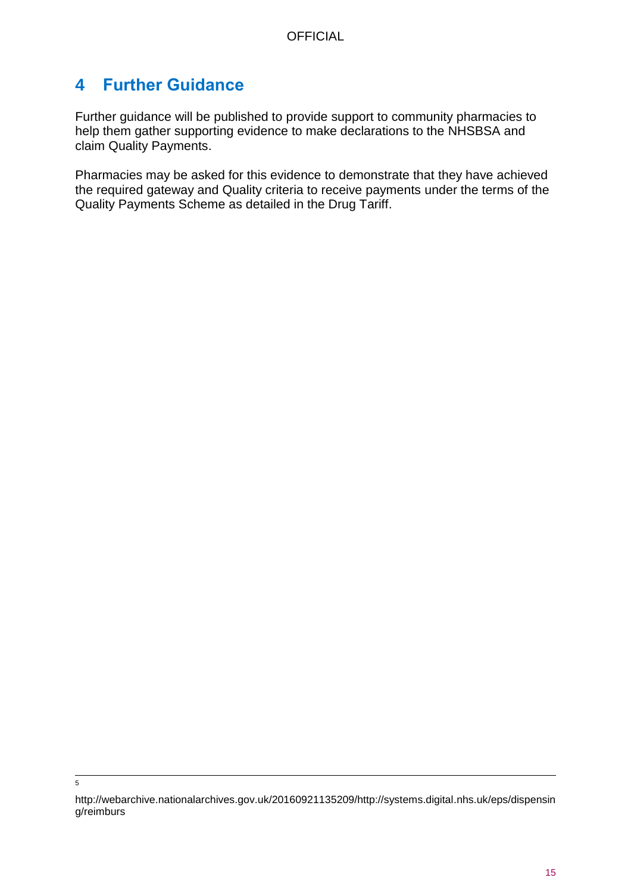# 4 Further Guidance

Further guidance will be published to provide support to community pharmacies to help them gather supporting evidence to make declarations to the NHSBSA and claim Quality Payments.

Pharmacies may be asked for this evidence to demonstrate that they have achieved the required gateway and Quality criteria to receive payments under the terms of the Quality Payments Scheme as detailed in the Drug Tariff.

---

[5] http://webarchive.nationalarchives.gov.uk/20160921135209/http://systems.digital.nhs.uk/eps/dispensing/reimburs